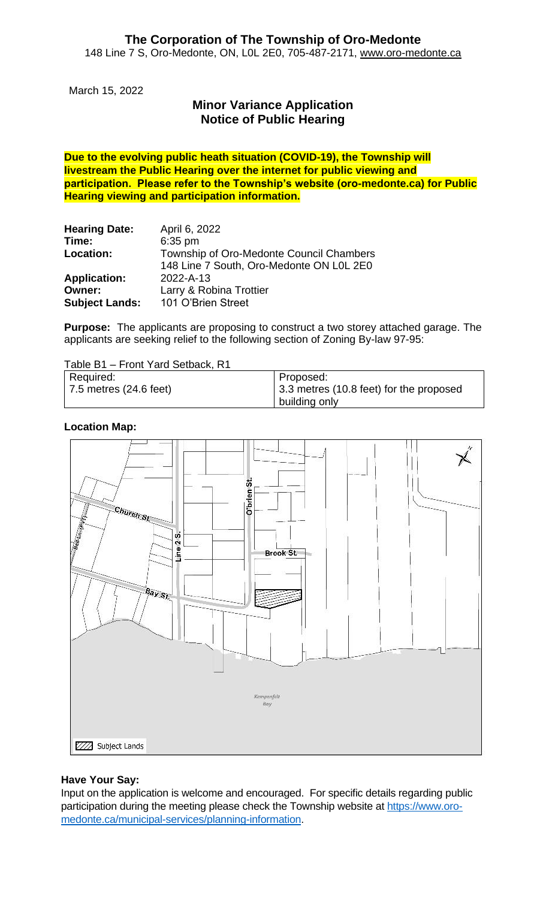# The Corporation of The Township of Oro-Medonte

148 Line 7 S, Oro-Medonte, ON, L0L 2E0, 705-487-2171, www.oro-medonte.ca

March 15, 2022

## Minor Variance Application
## Notice of Public Hearing

**Due to the evolving public heath situation (COVID-19), the Township will livestream the Public Hearing over the internet for public viewing and participation. Please refer to the Township's website (oro-medonte.ca) for Public Hearing viewing and participation information.**

| | |
|---|---|
| **Hearing Date:** | April 6, 2022 |
| **Time:** | 6:35 pm |
| **Location:** | Township of Oro-Medonte Council Chambers<br>148 Line 7 South, Oro-Medonte ON L0L 2E0 |
| **Application:** | 2022-A-13 |
| **Owner:** | Larry & Robina Trottier |
| **Subject Lands:** | 101 O'Brien Street |

**Purpose:** The applicants are proposing to construct a two storey attached garage. The applicants are seeking relief to the following section of Zoning By-law 97-95:

Table B1 – Front Yard Setback, R1

| Required: | Proposed: |
|---|---|
| 7.5 metres (24.6 feet) | 3.3 metres (10.8 feet) for the proposed building only |

**Location Map:**

O'brien St.
Church St.
Line 2 S.
Brook St.
Bay St.
Kempenfelt Bay
Subject Lands

**Have Your Say:**

Input on the application is welcome and encouraged. For specific details regarding public participation during the meeting please check the Township website at https://www.oro-medonte.ca/municipal-services/planning-information.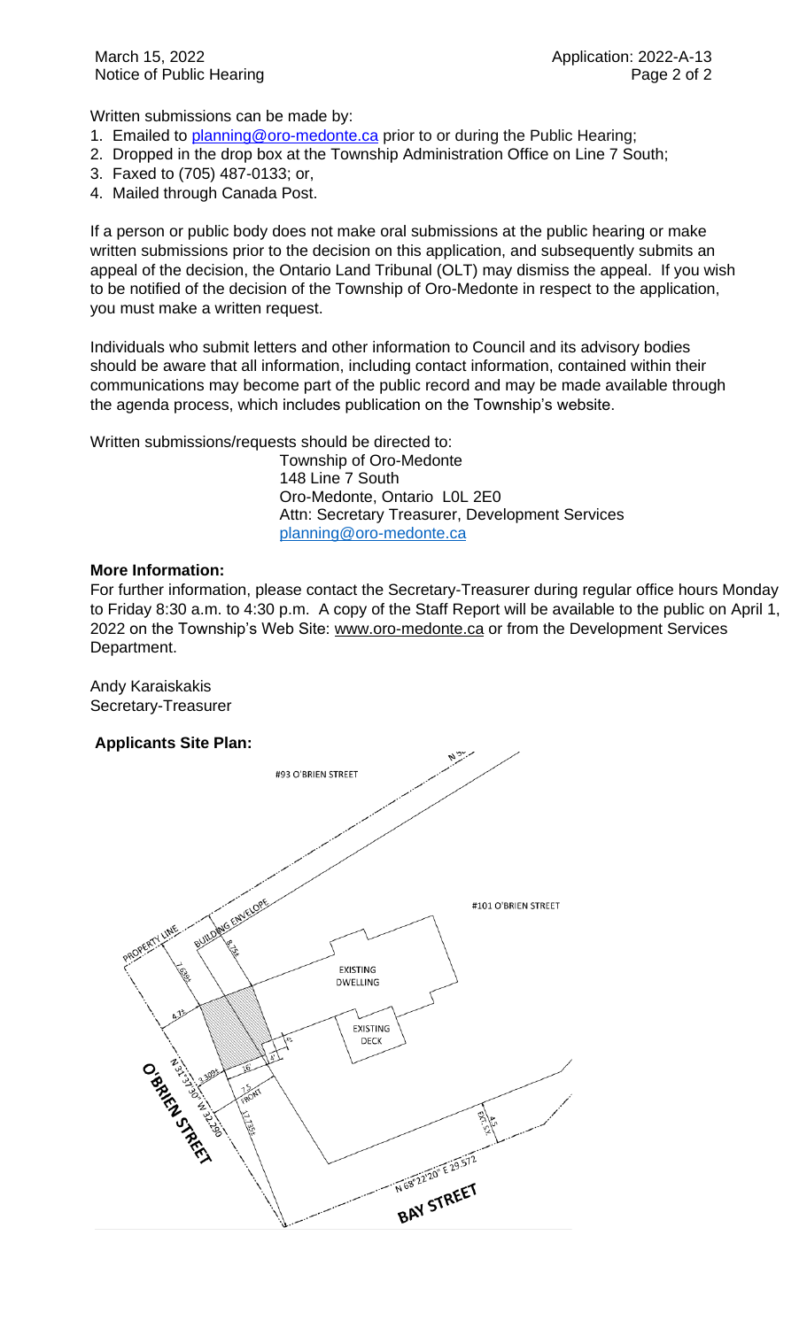Written submissions can be made by:

1. Emailed to planning@oro-medonte.ca prior to or during the Public Hearing;
2. Dropped in the drop box at the Township Administration Office on Line 7 South;
3. Faxed to (705) 487-0133; or,
4. Mailed through Canada Post.

If a person or public body does not make oral submissions at the public hearing or make written submissions prior to the decision on this application, and subsequently submits an appeal of the decision, the Ontario Land Tribunal (OLT) may dismiss the appeal. If you wish to be notified of the decision of the Township of Oro-Medonte in respect to the application, you must make a written request.

Individuals who submit letters and other information to Council and its advisory bodies should be aware that all information, including contact information, contained within their communications may become part of the public record and may be made available through the agenda process, which includes publication on the Township's website.

Written submissions/requests should be directed to:

Township of Oro-Medonte
148 Line 7 South
Oro-Medonte, Ontario L0L 2E0
Attn: Secretary Treasurer, Development Services
planning@oro-medonte.ca

**More Information:**

For further information, please contact the Secretary-Treasurer during regular office hours Monday to Friday 8:30 a.m. to 4:30 p.m. A copy of the Staff Report will be available to the public on April 1, 2022 on the Township's Web Site: www.oro-medonte.ca or from the Development Services Department.

Andy Karaiskakis
Secretary-Treasurer

**Applicants Site Plan:**

#93 O'BRIEN STREET

#101 O'BRIEN STREET

PROPERTY LINE

BUILDING ENVELOPE

EXISTING DWELLING

EXISTING DECK

O'BRIEN STREET

BAY STREET

N 31°37'30" W 32.290

N 68°22'20" E 29.572